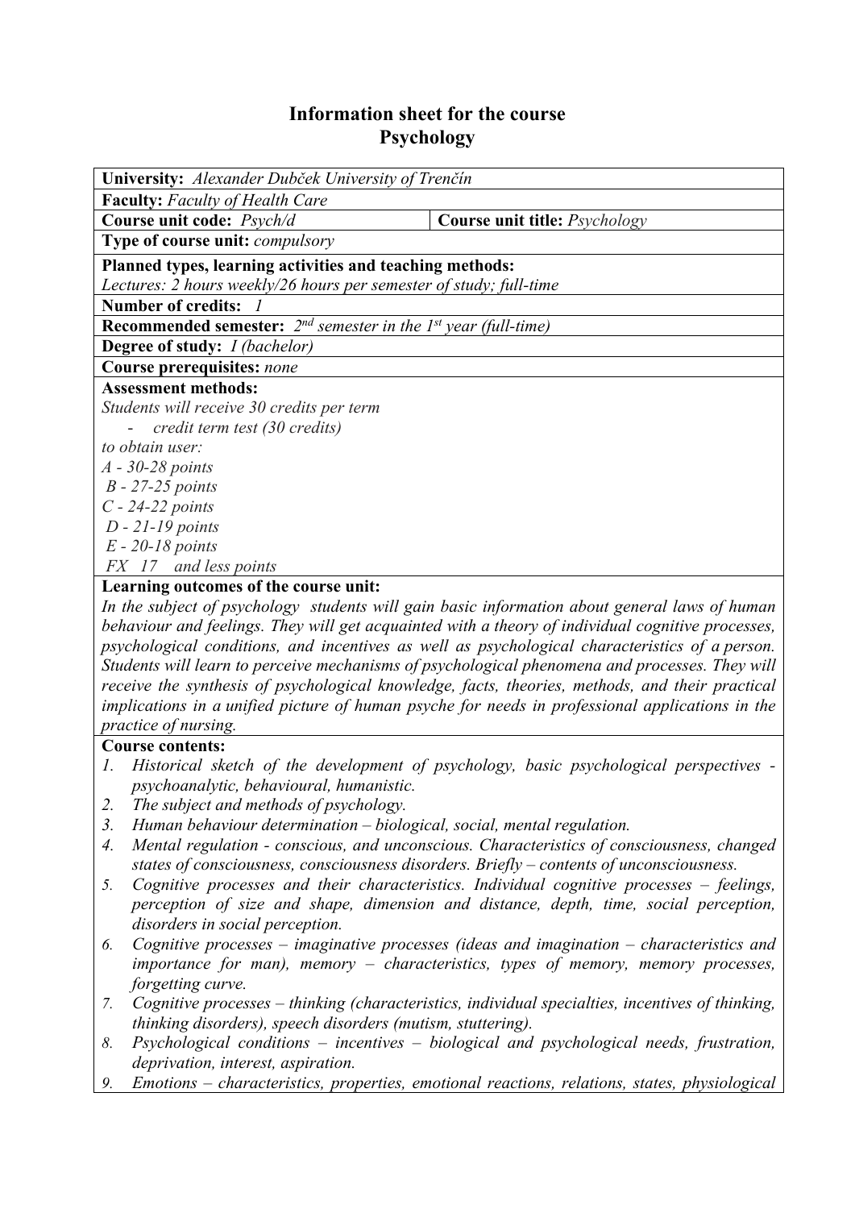# Information sheet for the course
# Psychology

**University:** *Alexander Dubček University of Trenčín*

**Faculty:** *Faculty of Health Care*

| **Course unit code:** *Psych/d* | **Course unit title:** *Psychology* |
|---|---|

**Type of course unit:** *compulsory*

**Planned types, learning activities and teaching methods:**
*Lectures: 2 hours weekly/26 hours per semester of study; full-time*

**Number of credits:** *1*

**Recommended semester:** *2nd semester in the 1st year (full-time)*

**Degree of study:** *I (bachelor)*

**Course prerequisites:** *none*

**Assessment methods:**
*Students will receive 30 credits per term*
- *credit term test (30 credits)*

*to obtain user:*
*A - 30-28 points*
*B - 27-25 points*
*C - 24-22 points*
*D - 21-19 points*
*E - 20-18 points*
*FX 17 and less points*

**Learning outcomes of the course unit:**
*In the subject of psychology students will gain basic information about general laws of human behaviour and feelings. They will get acquainted with a theory of individual cognitive processes, psychological conditions, and incentives as well as psychological characteristics of a person. Students will learn to perceive mechanisms of psychological phenomena and processes. They will receive the synthesis of psychological knowledge, facts, theories, methods, and their practical implications in a unified picture of human psyche for needs in professional applications in the practice of nursing.*

**Course contents:**
1. *Historical sketch of the development of psychology, basic psychological perspectives - psychoanalytic, behavioural, humanistic.*
2. *The subject and methods of psychology.*
3. *Human behaviour determination – biological, social, mental regulation.*
4. *Mental regulation - conscious, and unconscious. Characteristics of consciousness, changed states of consciousness, consciousness disorders. Briefly – contents of unconsciousness.*
5. *Cognitive processes and their characteristics. Individual cognitive processes – feelings, perception of size and shape, dimension and distance, depth, time, social perception, disorders in social perception.*
6. *Cognitive processes – imaginative processes (ideas and imagination – characteristics and importance for man), memory – characteristics, types of memory, memory processes, forgetting curve.*
7. *Cognitive processes – thinking (characteristics, individual specialties, incentives of thinking, thinking disorders), speech disorders (mutism, stuttering).*
8. *Psychological conditions – incentives – biological and psychological needs, frustration, deprivation, interest, aspiration.*
9. *Emotions – characteristics, properties, emotional reactions, relations, states, physiological*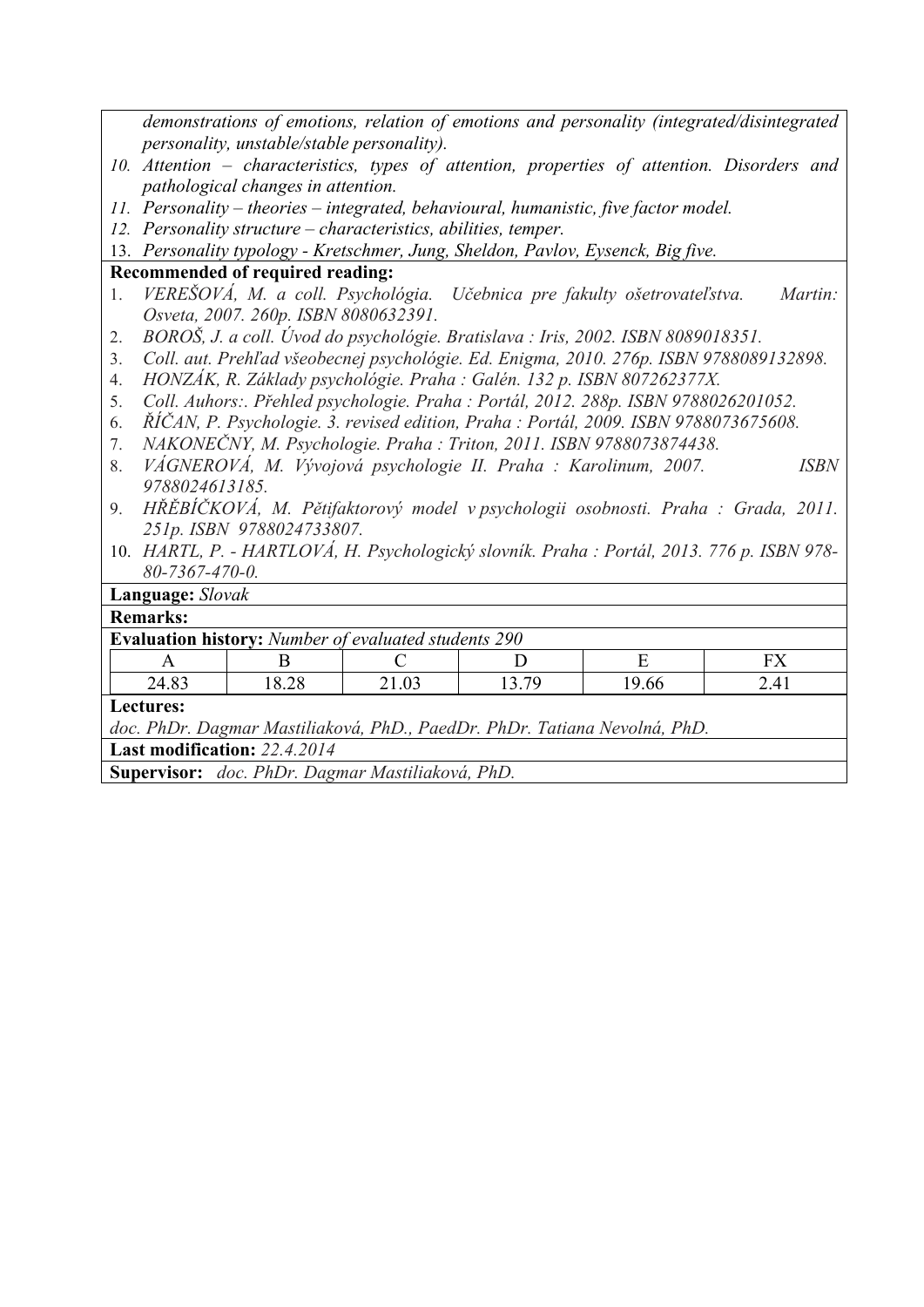*demonstrations of emotions, relation of emotions and personality (integrated/disintegrated personality, unstable/stable personality).*

10. *Attention – characteristics, types of attention, properties of attention. Disorders and pathological changes in attention.*
11. *Personality – theories – integrated, behavioural, humanistic, five factor model.*
12. *Personality structure – characteristics, abilities, temper.*
13. *Personality typology - Kretschmer, Jung, Sheldon, Pavlov, Eysenck, Big five.*

**Recommended of required reading:**

1. *VEREŠOVÁ, M. a coll. Psychológia. Učebnica pre fakulty ošetrovateľstva. Martin: Osveta, 2007. 260p. ISBN 8080632391.*
2. *BOROŠ, J. a coll. Úvod do psychológie. Bratislava : Iris, 2002. ISBN 8089018351.*
3. *Coll. aut. Prehľad všeobecnej psychológie. Ed. Enigma, 2010. 276p. ISBN 9788089132898.*
4. *HONZÁK, R. Základy psychológie. Praha : Galén. 132 p. ISBN 807262377X.*
5. *Coll. Auhors:. Přehled psychologie. Praha : Portál, 2012. 288p. ISBN 9788026201052.*
6. *ŘÍČAN, P. Psychologie. 3. revised edition, Praha : Portál, 2009. ISBN 9788073675608.*
7. *NAKONEČNY, M. Psychologie. Praha : Triton, 2011. ISBN 9788073874438.*
8. *VÁGNEROVÁ, M. Vývojová psychologie II. Praha : Karolinum, 2007. ISBN 9788024613185.*
9. *HŘEBÍČKOVÁ, M. Pětifaktorový model v psychologii osobnosti. Praha : Grada, 2011. 251p. ISBN 9788024733807.*
10. *HARTL, P. - HARTLOVÁ, H. Psychologický slovník. Praha : Portál, 2013. 776 p. ISBN 978-80-7367-470-0.*

**Language:** *Slovak*

**Remarks:**

**Evaluation history:** *Number of evaluated students 290*

| A | B | C | D | E | FX |
|---|---|---|---|---|---|
| 24.83 | 18.28 | 21.03 | 13.79 | 19.66 | 2.41 |

**Lectures:**

*doc. PhDr. Dagmar Mastiliaková, PhD., PaedDr. PhDr. Tatiana Nevolná, PhD.*

**Last modification:** *22.4.2014*

**Supervisor:** *doc. PhDr. Dagmar Mastiliaková, PhD.*